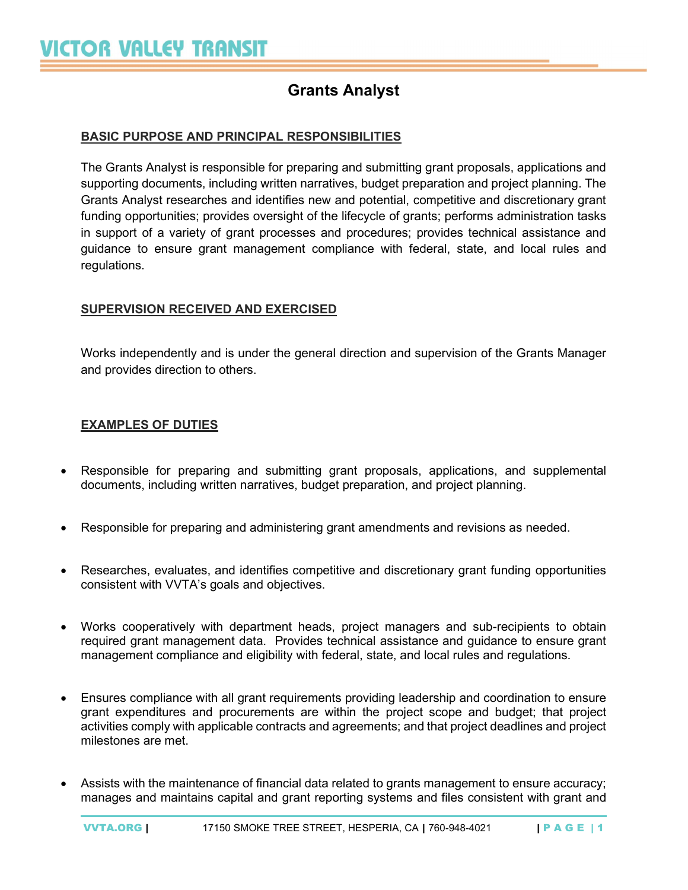# VICTOR VALLEY TRANSIT

## Grants Analyst

### BASIC PURPOSE AND PRINCIPAL RESPONSIBILITIES

The Grants Analyst is responsible for preparing and submitting grant proposals, applications and supporting documents, including written narratives, budget preparation and project planning. The Grants Analyst researches and identifies new and potential, competitive and discretionary grant funding opportunities; provides oversight of the lifecycle of grants; performs administration tasks in support of a variety of grant processes and procedures; provides technical assistance and guidance to ensure grant management compliance with federal, state, and local rules and regulations.

### SUPERVISION RECEIVED AND EXERCISED

Works independently and is under the general direction and supervision of the Grants Manager and provides direction to others.

### EXAMPLES OF DUTIES

- Responsible for preparing and submitting grant proposals, applications, and supplemental documents, including written narratives, budget preparation, and project planning.
- Responsible for preparing and administering grant amendments and revisions as needed.
- Researches, evaluates, and identifies competitive and discretionary grant funding opportunities consistent with VVTA's goals and objectives.
- Works cooperatively with department heads, project managers and sub-recipients to obtain required grant management data. Provides technical assistance and guidance to ensure grant management compliance and eligibility with federal, state, and local rules and regulations.
- Ensures compliance with all grant requirements providing leadership and coordination to ensure grant expenditures and procurements are within the project scope and budget; that project activities comply with applicable contracts and agreements; and that project deadlines and project milestones are met.
- Assists with the maintenance of financial data related to grants management to ensure accuracy; manages and maintains capital and grant reporting systems and files consistent with grant and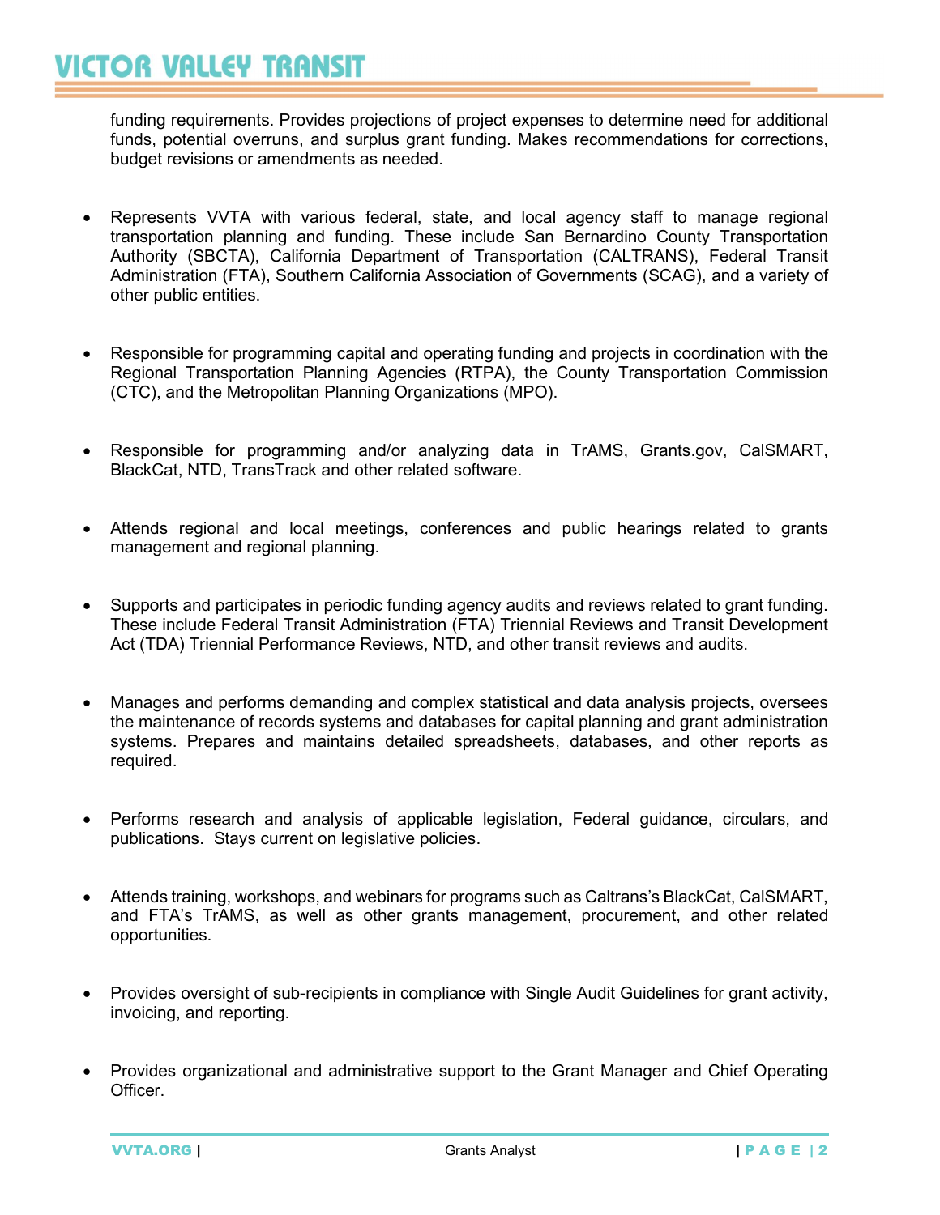funding requirements. Provides projections of project expenses to determine need for additional funds, potential overruns, and surplus grant funding. Makes recommendations for corrections, budget revisions or amendments as needed.

- Represents VVTA with various federal, state, and local agency staff to manage regional transportation planning and funding. These include San Bernardino County Transportation Authority (SBCTA), California Department of Transportation (CALTRANS), Federal Transit Administration (FTA), Southern California Association of Governments (SCAG), and a variety of other public entities.

- Responsible for programming capital and operating funding and projects in coordination with the Regional Transportation Planning Agencies (RTPA), the County Transportation Commission (CTC), and the Metropolitan Planning Organizations (MPO).

- Responsible for programming and/or analyzing data in TrAMS, Grants.gov, CalSMART, BlackCat, NTD, TransTrack and other related software.

- Attends regional and local meetings, conferences and public hearings related to grants management and regional planning.

- Supports and participates in periodic funding agency audits and reviews related to grant funding. These include Federal Transit Administration (FTA) Triennial Reviews and Transit Development Act (TDA) Triennial Performance Reviews, NTD, and other transit reviews and audits.

- Manages and performs demanding and complex statistical and data analysis projects, oversees the maintenance of records systems and databases for capital planning and grant administration systems. Prepares and maintains detailed spreadsheets, databases, and other reports as required.

- Performs research and analysis of applicable legislation, Federal guidance, circulars, and publications. Stays current on legislative policies.

- Attends training, workshops, and webinars for programs such as Caltrans's BlackCat, CalSMART, and FTA's TrAMS, as well as other grants management, procurement, and other related opportunities.

- Provides oversight of sub-recipients in compliance with Single Audit Guidelines for grant activity, invoicing, and reporting.

- Provides organizational and administrative support to the Grant Manager and Chief Operating Officer.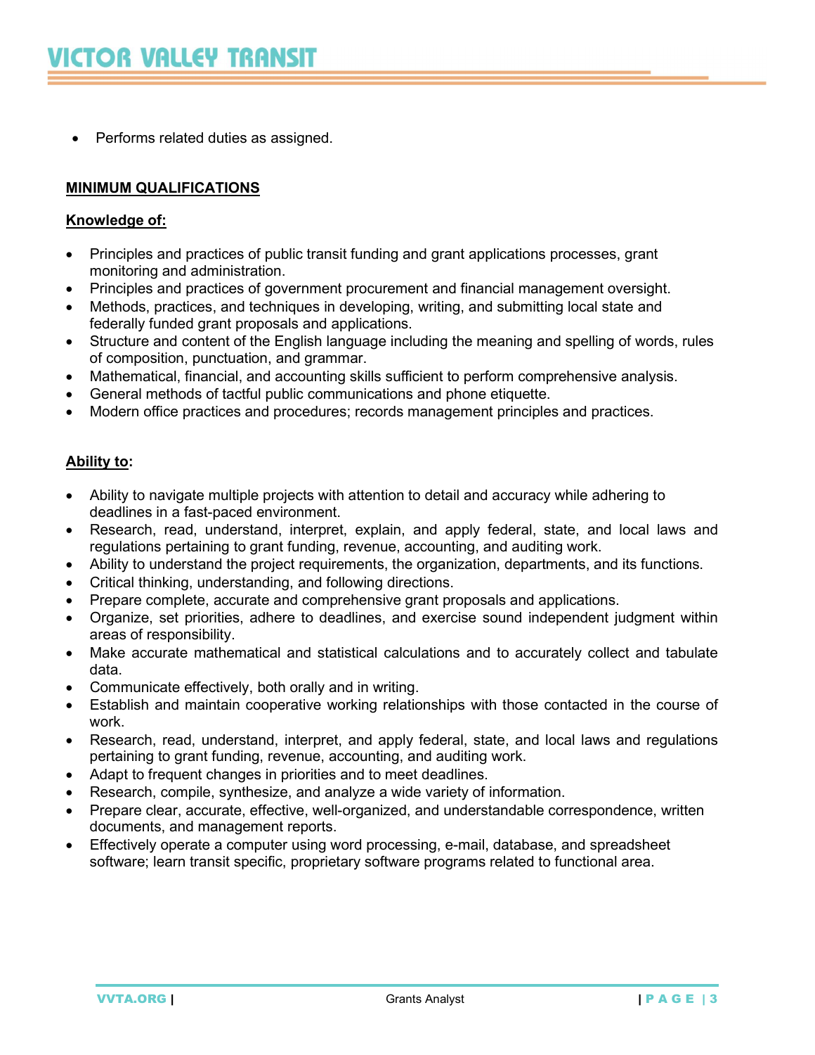- Performs related duties as assigned.

**MINIMUM QUALIFICATIONS**

**Knowledge of:**

- Principles and practices of public transit funding and grant applications processes, grant monitoring and administration.
- Principles and practices of government procurement and financial management oversight.
- Methods, practices, and techniques in developing, writing, and submitting local state and federally funded grant proposals and applications.
- Structure and content of the English language including the meaning and spelling of words, rules of composition, punctuation, and grammar.
- Mathematical, financial, and accounting skills sufficient to perform comprehensive analysis.
- General methods of tactful public communications and phone etiquette.
- Modern office practices and procedures; records management principles and practices.

**Ability to:**

- Ability to navigate multiple projects with attention to detail and accuracy while adhering to deadlines in a fast-paced environment.
- Research, read, understand, interpret, explain, and apply federal, state, and local laws and regulations pertaining to grant funding, revenue, accounting, and auditing work.
- Ability to understand the project requirements, the organization, departments, and its functions.
- Critical thinking, understanding, and following directions.
- Prepare complete, accurate and comprehensive grant proposals and applications.
- Organize, set priorities, adhere to deadlines, and exercise sound independent judgment within areas of responsibility.
- Make accurate mathematical and statistical calculations and to accurately collect and tabulate data.
- Communicate effectively, both orally and in writing.
- Establish and maintain cooperative working relationships with those contacted in the course of work.
- Research, read, understand, interpret, and apply federal, state, and local laws and regulations pertaining to grant funding, revenue, accounting, and auditing work.
- Adapt to frequent changes in priorities and to meet deadlines.
- Research, compile, synthesize, and analyze a wide variety of information.
- Prepare clear, accurate, effective, well-organized, and understandable correspondence, written documents, and management reports.
- Effectively operate a computer using word processing, e-mail, database, and spreadsheet software; learn transit specific, proprietary software programs related to functional area.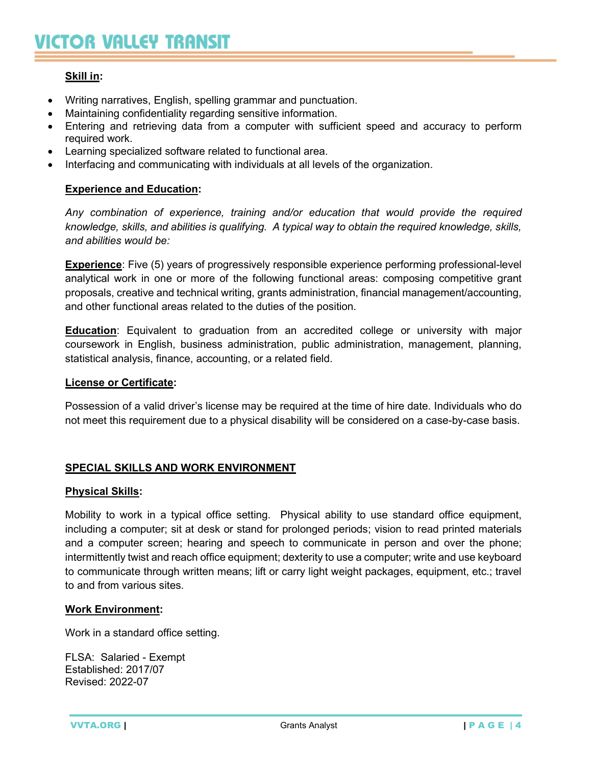**Skill in:**

- Writing narratives, English, spelling grammar and punctuation.
- Maintaining confidentiality regarding sensitive information.
- Entering and retrieving data from a computer with sufficient speed and accuracy to perform required work.
- Learning specialized software related to functional area.
- Interfacing and communicating with individuals at all levels of the organization.

**Experience and Education:**

*Any combination of experience, training and/or education that would provide the required knowledge, skills, and abilities is qualifying. A typical way to obtain the required knowledge, skills, and abilities would be:*

**Experience**: Five (5) years of progressively responsible experience performing professional-level analytical work in one or more of the following functional areas: composing competitive grant proposals, creative and technical writing, grants administration, financial management/accounting, and other functional areas related to the duties of the position.

**Education**: Equivalent to graduation from an accredited college or university with major coursework in English, business administration, public administration, management, planning, statistical analysis, finance, accounting, or a related field.

**License or Certificate:**

Possession of a valid driver's license may be required at the time of hire date. Individuals who do not meet this requirement due to a physical disability will be considered on a case-by-case basis.

## SPECIAL SKILLS AND WORK ENVIRONMENT

**Physical Skills:**

Mobility to work in a typical office setting. Physical ability to use standard office equipment, including a computer; sit at desk or stand for prolonged periods; vision to read printed materials and a computer screen; hearing and speech to communicate in person and over the phone; intermittently twist and reach office equipment; dexterity to use a computer; write and use keyboard to communicate through written means; lift or carry light weight packages, equipment, etc.; travel to and from various sites.

**Work Environment:**

Work in a standard office setting.

FLSA: Salaried - Exempt
Established: 2017/07
Revised: 2022-07